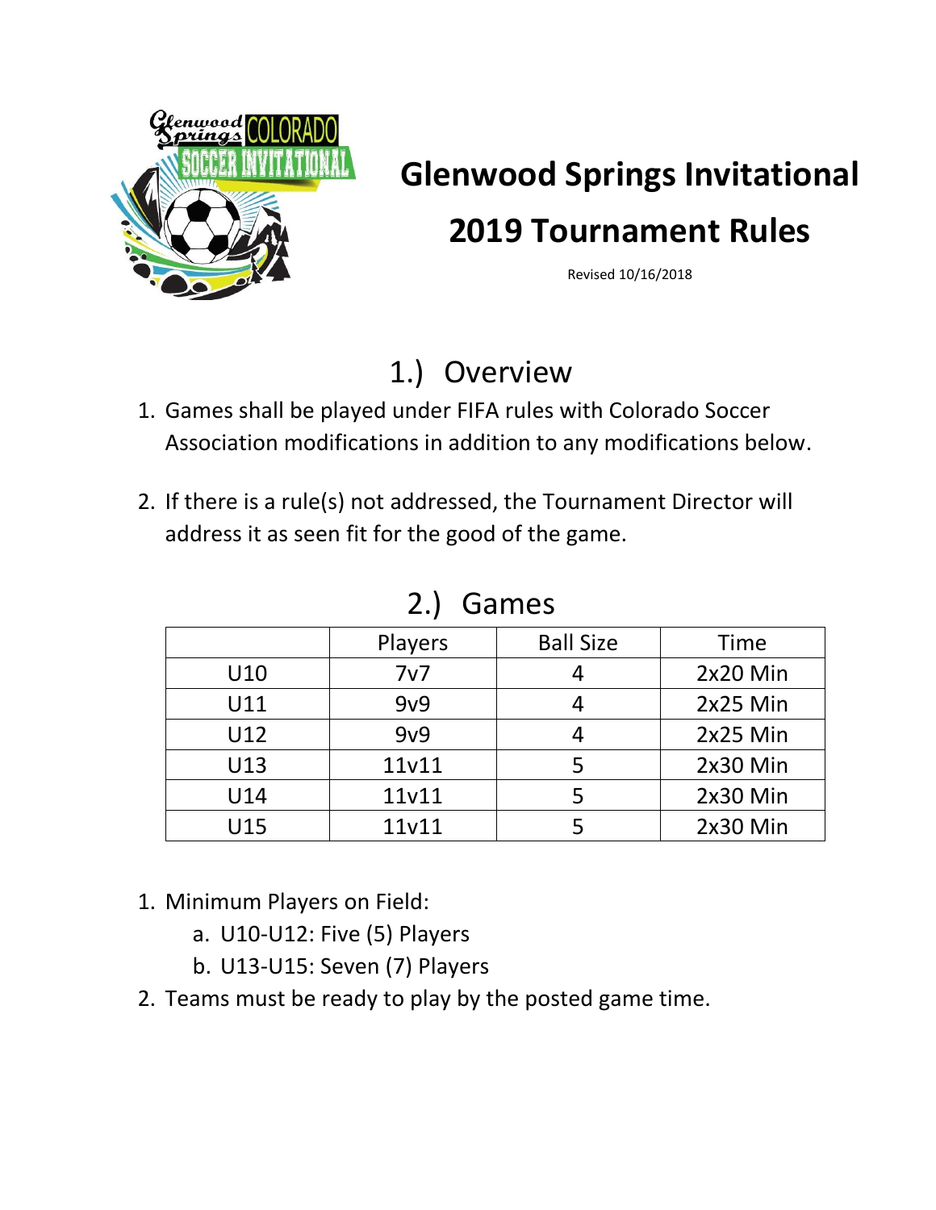# Glenwood Springs Invitational

# 2019 Tournament Rules

Revised 10/16/2018

## 1.) Overview

1. Games shall be played under FIFA rules with Colorado Soccer Association modifications in addition to any modifications below.

2. If there is a rule(s) not addressed, the Tournament Director will address it as seen fit for the good of the game.

## 2.) Games

| | Players | Ball Size | Time |
|---|---|---|---|
| U10 | 7v7 | 4 | 2x20 Min |
| U11 | 9v9 | 4 | 2x25 Min |
| U12 | 9v9 | 4 | 2x25 Min |
| U13 | 11v11 | 5 | 2x30 Min |
| U14 | 11v11 | 5 | 2x30 Min |
| U15 | 11v11 | 5 | 2x30 Min |

1. Minimum Players on Field:
   a. U10-U12: Five (5) Players
   b. U13-U15: Seven (7) Players
2. Teams must be ready to play by the posted game time.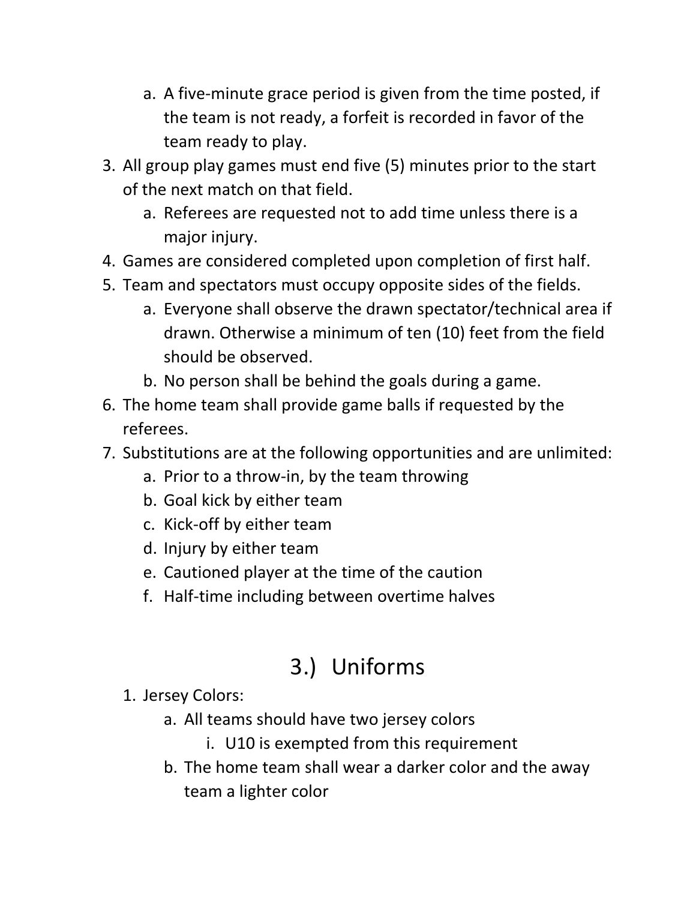a. A five-minute grace period is given from the time posted, if the team is not ready, a forfeit is recorded in favor of the team ready to play.
3. All group play games must end five (5) minutes prior to the start of the next match on that field.
   a. Referees are requested not to add time unless there is a major injury.
4. Games are considered completed upon completion of first half.
5. Team and spectators must occupy opposite sides of the fields.
   a. Everyone shall observe the drawn spectator/technical area if drawn. Otherwise a minimum of ten (10) feet from the field should be observed.
   b. No person shall be behind the goals during a game.
6. The home team shall provide game balls if requested by the referees.
7. Substitutions are at the following opportunities and are unlimited:
   a. Prior to a throw-in, by the team throwing
   b. Goal kick by either team
   c. Kick-off by either team
   d. Injury by either team
   e. Cautioned player at the time of the caution
   f. Half-time including between overtime halves

## 3.) Uniforms

1. Jersey Colors:
   a. All teams should have two jersey colors
      i. U10 is exempted from this requirement
   b. The home team shall wear a darker color and the away team a lighter color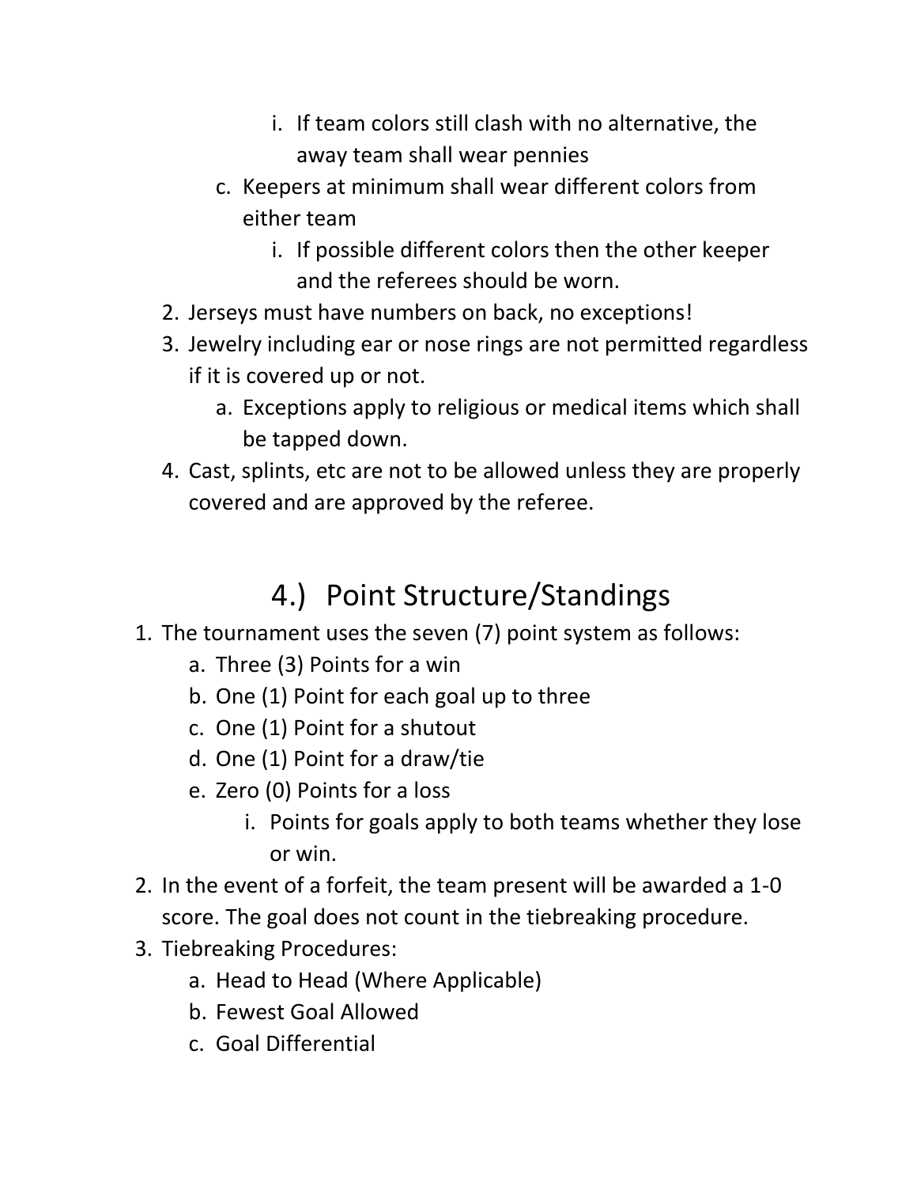i. If team colors still clash with no alternative, the away team shall wear pennies
   c. Keepers at minimum shall wear different colors from either team
         i. If possible different colors then the other keeper and the referees should be worn.
2. Jerseys must have numbers on back, no exceptions!
3. Jewelry including ear or nose rings are not permitted regardless if it is covered up or not.
   a. Exceptions apply to religious or medical items which shall be tapped down.
4. Cast, splints, etc are not to be allowed unless they are properly covered and are approved by the referee.

## 4.) Point Structure/Standings

1. The tournament uses the seven (7) point system as follows:
   a. Three (3) Points for a win
   b. One (1) Point for each goal up to three
   c. One (1) Point for a shutout
   d. One (1) Point for a draw/tie
   e. Zero (0) Points for a loss
      i. Points for goals apply to both teams whether they lose or win.
2. In the event of a forfeit, the team present will be awarded a 1-0 score. The goal does not count in the tiebreaking procedure.
3. Tiebreaking Procedures:
   a. Head to Head (Where Applicable)
   b. Fewest Goal Allowed
   c. Goal Differential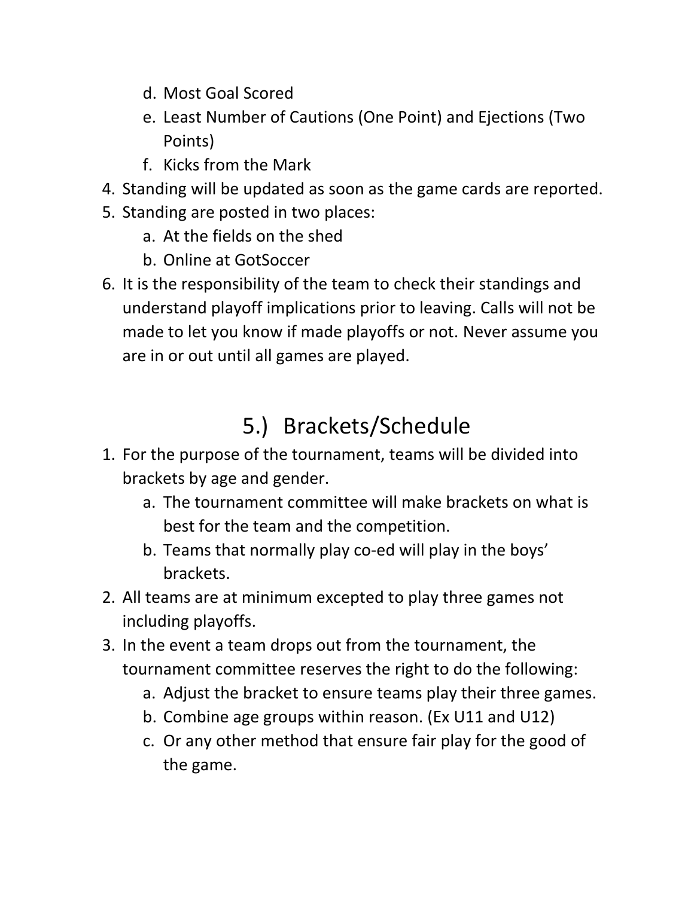d. Most Goal Scored
   e. Least Number of Cautions (One Point) and Ejections (Two Points)
   f. Kicks from the Mark
4. Standing will be updated as soon as the game cards are reported.
5. Standing are posted in two places:
   a. At the fields on the shed
   b. Online at GotSoccer
6. It is the responsibility of the team to check their standings and understand playoff implications prior to leaving. Calls will not be made to let you know if made playoffs or not. Never assume you are in or out until all games are played.

# 5.) Brackets/Schedule

1. For the purpose of the tournament, teams will be divided into brackets by age and gender.
   a. The tournament committee will make brackets on what is best for the team and the competition.
   b. Teams that normally play co-ed will play in the boys' brackets.
2. All teams are at minimum excepted to play three games not including playoffs.
3. In the event a team drops out from the tournament, the tournament committee reserves the right to do the following:
   a. Adjust the bracket to ensure teams play their three games.
   b. Combine age groups within reason. (Ex U11 and U12)
   c. Or any other method that ensure fair play for the good of the game.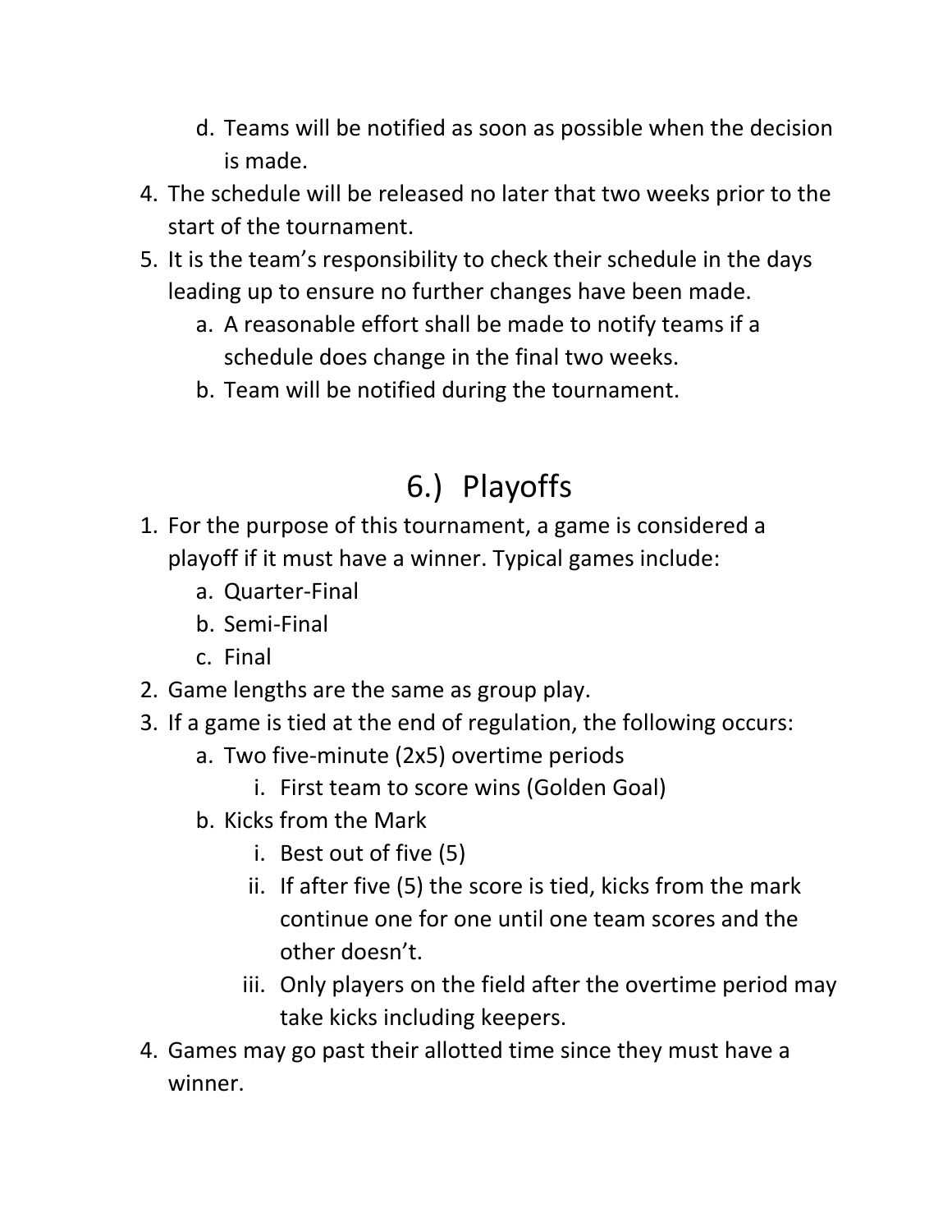d. Teams will be notified as soon as possible when the decision is made.

4. The schedule will be released no later that two weeks prior to the start of the tournament.
5. It is the team's responsibility to check their schedule in the days leading up to ensure no further changes have been made.
   a. A reasonable effort shall be made to notify teams if a schedule does change in the final two weeks.
   b. Team will be notified during the tournament.

# 6.) Playoffs

1. For the purpose of this tournament, a game is considered a playoff if it must have a winner. Typical games include:
   a. Quarter-Final
   b. Semi-Final
   c. Final
2. Game lengths are the same as group play.
3. If a game is tied at the end of regulation, the following occurs:
   a. Two five-minute (2x5) overtime periods
      i. First team to score wins (Golden Goal)
   b. Kicks from the Mark
      i. Best out of five (5)
      ii. If after five (5) the score is tied, kicks from the mark continue one for one until one team scores and the other doesn't.
      iii. Only players on the field after the overtime period may take kicks including keepers.
4. Games may go past their allotted time since they must have a winner.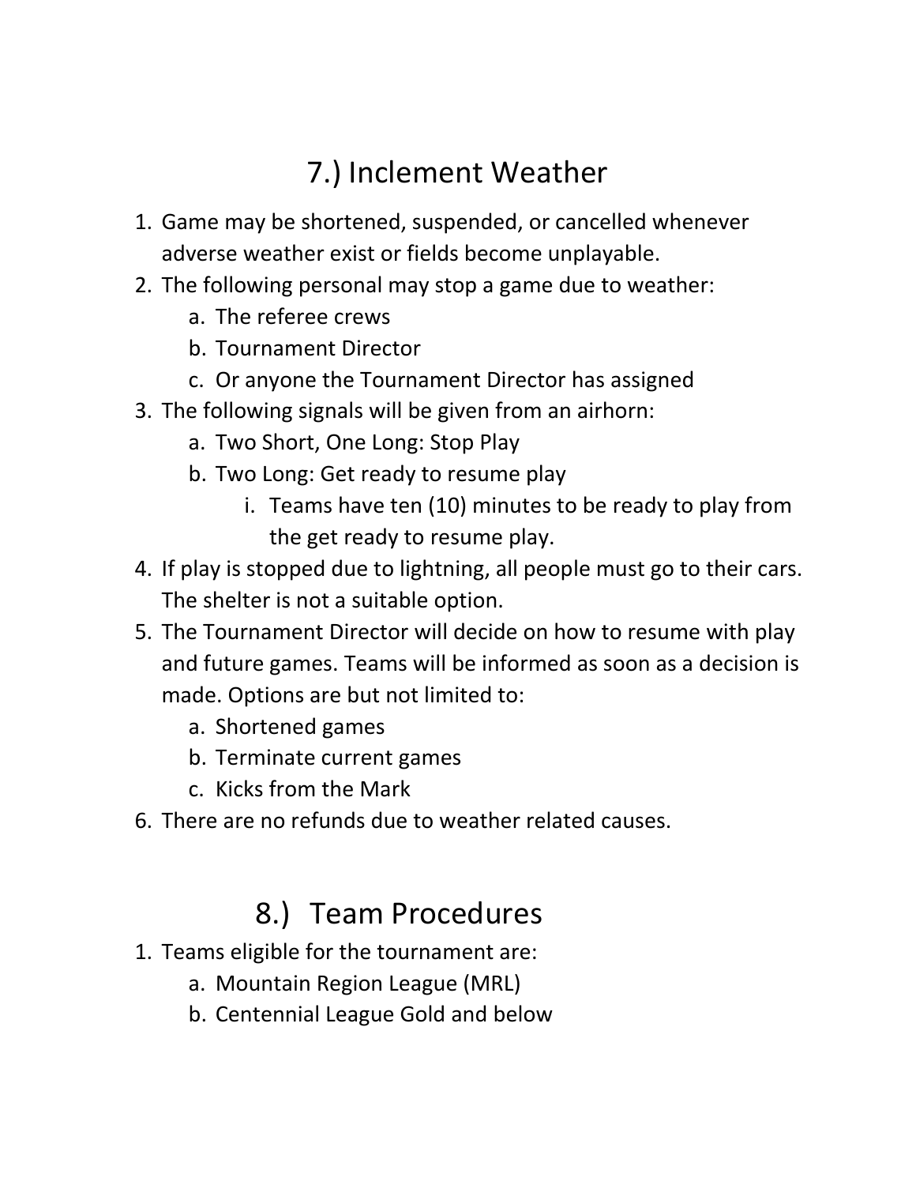## 7.) Inclement Weather

1. Game may be shortened, suspended, or cancelled whenever adverse weather exist or fields become unplayable.
2. The following personal may stop a game due to weather:
   a. The referee crews
   b. Tournament Director
   c. Or anyone the Tournament Director has assigned
3. The following signals will be given from an airhorn:
   a. Two Short, One Long: Stop Play
   b. Two Long: Get ready to resume play
      i. Teams have ten (10) minutes to be ready to play from the get ready to resume play.
4. If play is stopped due to lightning, all people must go to their cars. The shelter is not a suitable option.
5. The Tournament Director will decide on how to resume with play and future games. Teams will be informed as soon as a decision is made. Options are but not limited to:
   a. Shortened games
   b. Terminate current games
   c. Kicks from the Mark
6. There are no refunds due to weather related causes.

## 8.) Team Procedures

1. Teams eligible for the tournament are:
   a. Mountain Region League (MRL)
   b. Centennial League Gold and below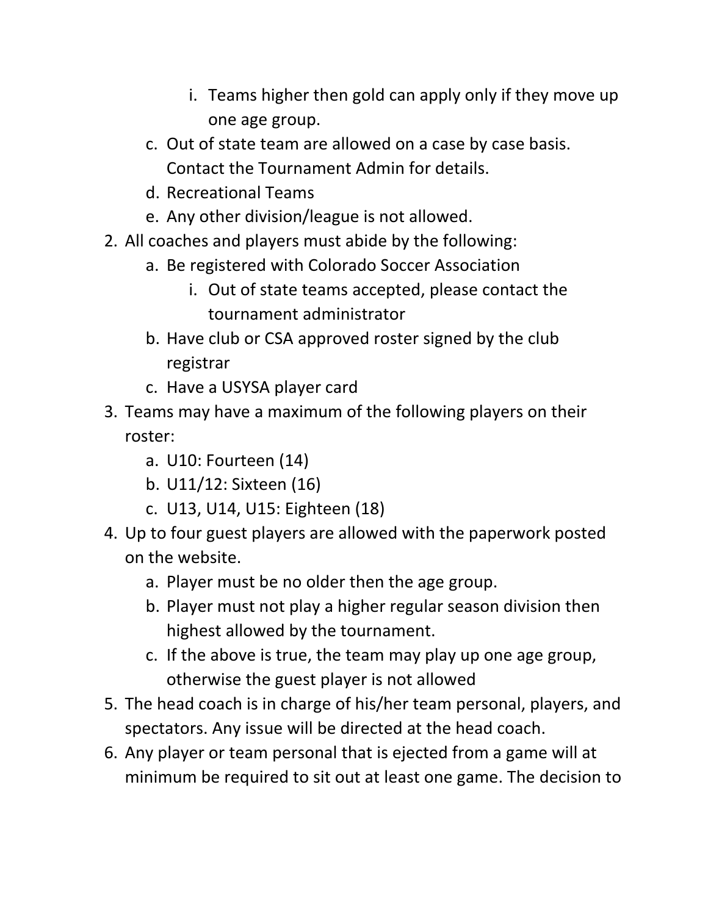i. Teams higher then gold can apply only if they move up one age group.

   c. Out of state team are allowed on a case by case basis. Contact the Tournament Admin for details.
   d. Recreational Teams
   e. Any other division/league is not allowed.
2. All coaches and players must abide by the following:
   a. Be registered with Colorado Soccer Association
      i. Out of state teams accepted, please contact the tournament administrator
   b. Have club or CSA approved roster signed by the club registrar
   c. Have a USYSA player card
3. Teams may have a maximum of the following players on their roster:
   a. U10: Fourteen (14)
   b. U11/12: Sixteen (16)
   c. U13, U14, U15: Eighteen (18)
4. Up to four guest players are allowed with the paperwork posted on the website.
   a. Player must be no older then the age group.
   b. Player must not play a higher regular season division then highest allowed by the tournament.
   c. If the above is true, the team may play up one age group, otherwise the guest player is not allowed
5. The head coach is in charge of his/her team personal, players, and spectators. Any issue will be directed at the head coach.
6. Any player or team personal that is ejected from a game will at minimum be required to sit out at least one game. The decision to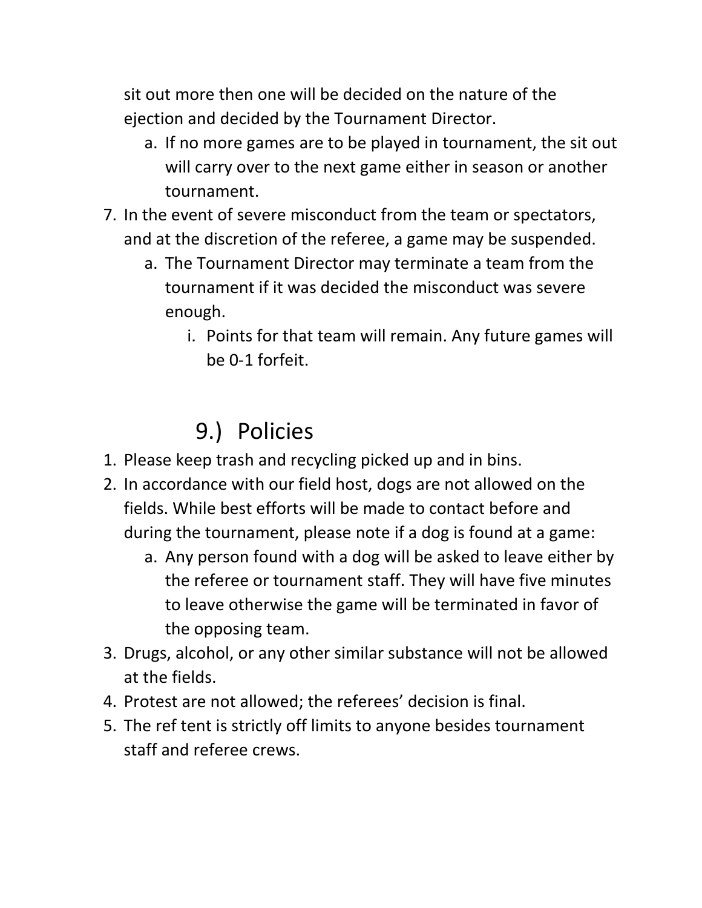sit out more then one will be decided on the nature of the ejection and decided by the Tournament Director.

   a. If no more games are to be played in tournament, the sit out will carry over to the next game either in season or another tournament.

7. In the event of severe misconduct from the team or spectators, and at the discretion of the referee, a game may be suspended.
   a. The Tournament Director may terminate a team from the tournament if it was decided the misconduct was severe enough.
      i. Points for that team will remain. Any future games will be 0-1 forfeit.

## 9.) Policies

1. Please keep trash and recycling picked up and in bins.
2. In accordance with our field host, dogs are not allowed on the fields. While best efforts will be made to contact before and during the tournament, please note if a dog is found at a game:
   a. Any person found with a dog will be asked to leave either by the referee or tournament staff. They will have five minutes to leave otherwise the game will be terminated in favor of the opposing team.
3. Drugs, alcohol, or any other similar substance will not be allowed at the fields.
4. Protest are not allowed; the referees' decision is final.
5. The ref tent is strictly off limits to anyone besides tournament staff and referee crews.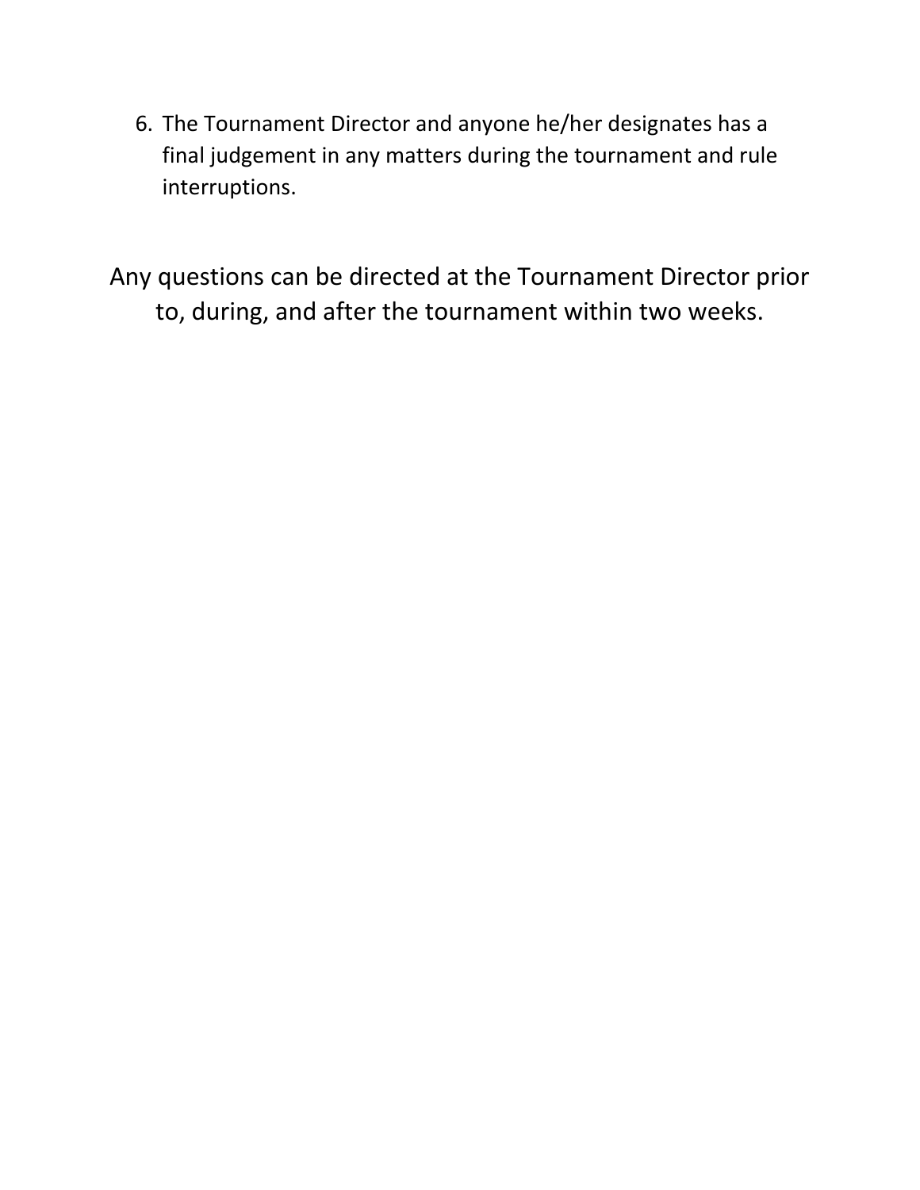6. The Tournament Director and anyone he/her designates has a final judgement in any matters during the tournament and rule interruptions.

Any questions can be directed at the Tournament Director prior to, during, and after the tournament within two weeks.